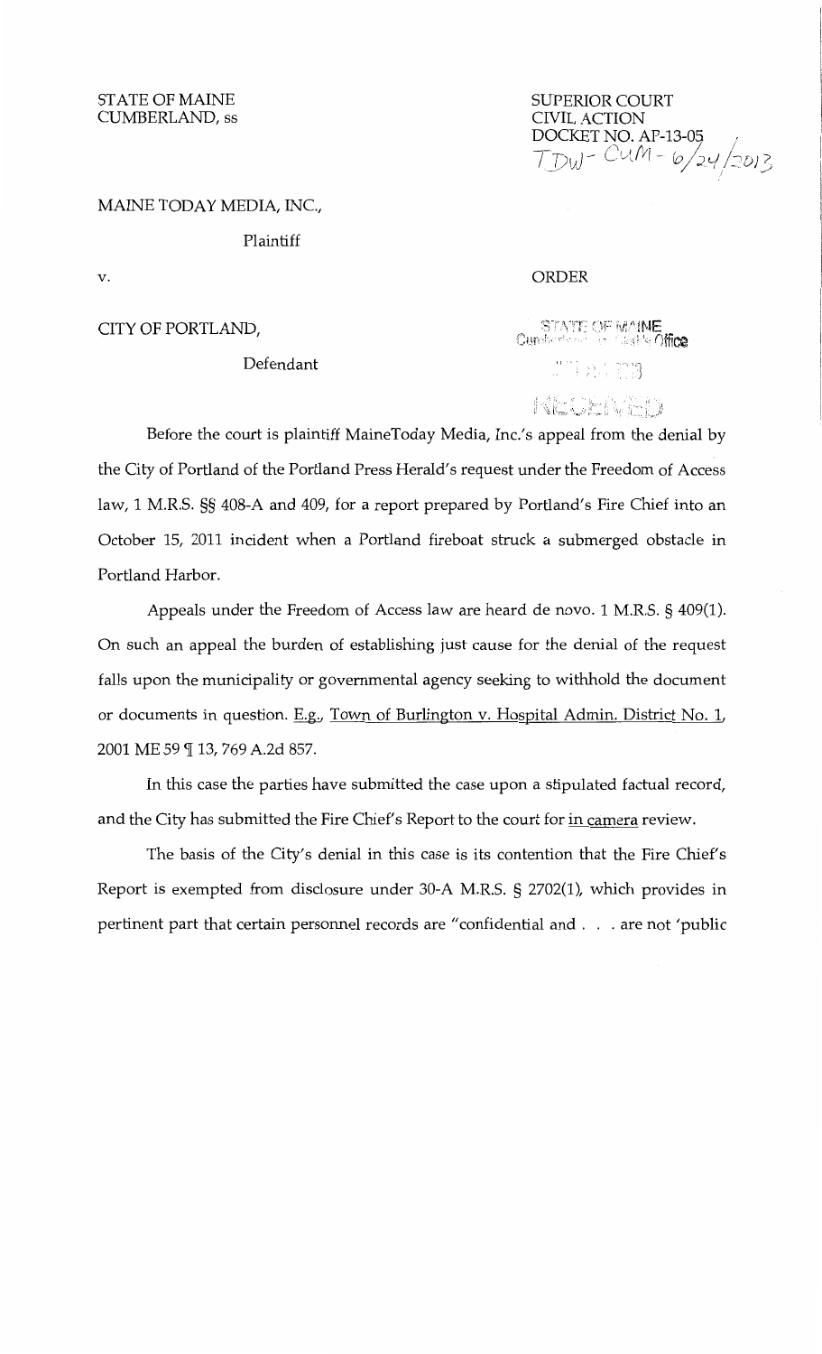STATE OF MAINE
CUMBERLAND, ss

SUPERIOR COURT
CIVIL ACTION
DOCKET NO. AP-13-05
TDW- CUM - 6/24/2013

MAINE TODAY MEDIA, INC.,

Plaintiff

v.

ORDER

CITY OF PORTLAND,

Defendant

STATE OF MAINE
Cumberland ss, Clerk's Office

RECEIVED

Before the court is plaintiff MaineToday Media, Inc.'s appeal from the denial by the City of Portland of the Portland Press Herald's request under the Freedom of Access law, 1 M.R.S. §§ 408-A and 409, for a report prepared by Portland's Fire Chief into an October 15, 2011 incident when a Portland fireboat struck a submerged obstacle in Portland Harbor.

Appeals under the Freedom of Access law are heard de novo. 1 M.R.S. § 409(1). On such an appeal the burden of establishing just cause for the denial of the request falls upon the municipality or governmental agency seeking to withhold the document or documents in question. E.g., Town of Burlington v. Hospital Admin. District No. 1, 2001 ME 59 ¶ 13, 769 A.2d 857.

In this case the parties have submitted the case upon a stipulated factual record, and the City has submitted the Fire Chief's Report to the court for in camera review.

The basis of the City's denial in this case is its contention that the Fire Chief's Report is exempted from disclosure under 30-A M.R.S. § 2702(1), which provides in pertinent part that certain personnel records are "confidential and . . . are not 'public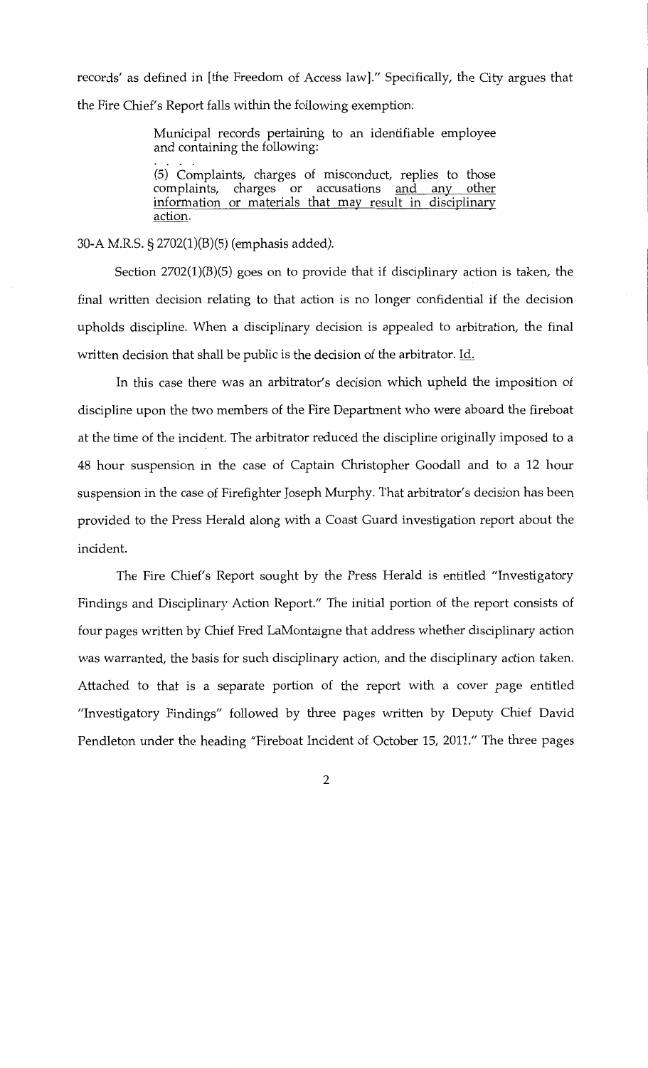records' as defined in [the Freedom of Access law]." Specifically, the City argues that the Fire Chief's Report falls within the following exemption:

> Municipal records pertaining to an identifiable employee and containing the following:
>
> . . . .
>
> (5) Complaints, charges of misconduct, replies to those complaints, charges or accusations <u>and any other information or materials that may result in disciplinary action</u>.

30-A M.R.S. § 2702(1)(B)(5) (emphasis added).

Section 2702(1)(B)(5) goes on to provide that if disciplinary action is taken, the final written decision relating to that action is no longer confidential if the decision upholds discipline. When a disciplinary decision is appealed to arbitration, the final written decision that shall be public is the decision of the arbitrator. <u>Id.</u>

In this case there was an arbitrator's decision which upheld the imposition of discipline upon the two members of the Fire Department who were aboard the fireboat at the time of the incident. The arbitrator reduced the discipline originally imposed to a 48 hour suspension in the case of Captain Christopher Goodall and to a 12 hour suspension in the case of Firefighter Joseph Murphy. That arbitrator's decision has been provided to the Press Herald along with a Coast Guard investigation report about the incident.

The Fire Chief's Report sought by the Press Herald is entitled "Investigatory Findings and Disciplinary Action Report." The initial portion of the report consists of four pages written by Chief Fred LaMontaigne that address whether disciplinary action was warranted, the basis for such disciplinary action, and the disciplinary action taken. Attached to that is a separate portion of the report with a cover page entitled "Investigatory Findings" followed by three pages written by Deputy Chief David Pendleton under the heading "Fireboat Incident of October 15, 2011." The three pages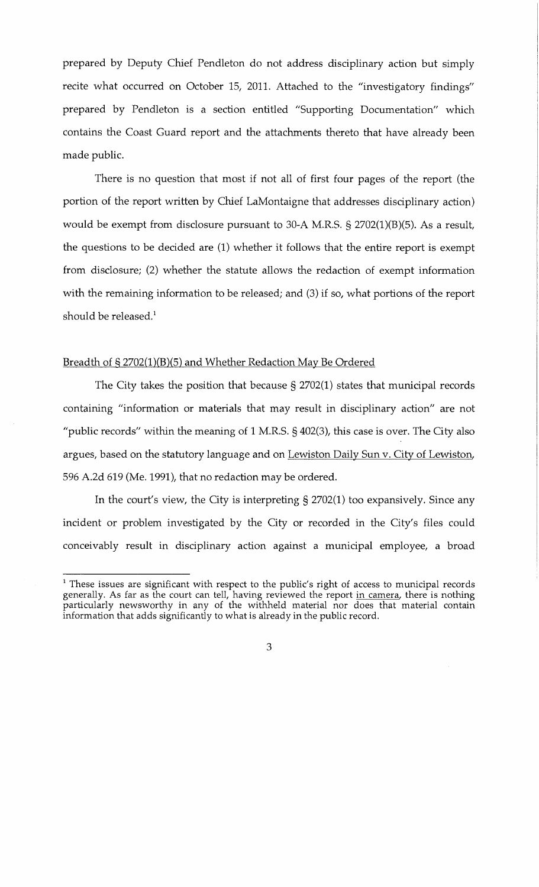prepared by Deputy Chief Pendleton do not address disciplinary action but simply recite what occurred on October 15, 2011. Attached to the "investigatory findings" prepared by Pendleton is a section entitled "Supporting Documentation" which contains the Coast Guard report and the attachments thereto that have already been made public.

There is no question that most if not all of first four pages of the report (the portion of the report written by Chief LaMontaigne that addresses disciplinary action) would be exempt from disclosure pursuant to 30-A M.R.S. § 2702(1)(B)(5). As a result, the questions to be decided are (1) whether it follows that the entire report is exempt from disclosure; (2) whether the statute allows the redaction of exempt information with the remaining information to be released; and (3) if so, what portions of the report should be released.[1]

Breadth of § 2702(1)(B)(5) and Whether Redaction May Be Ordered

The City takes the position that because § 2702(1) states that municipal records containing "information or materials that may result in disciplinary action" are not "public records" within the meaning of 1 M.R.S. § 402(3), this case is over. The City also argues, based on the statutory language and on Lewiston Daily Sun v. City of Lewiston, 596 A.2d 619 (Me. 1991), that no redaction may be ordered.

In the court's view, the City is interpreting § 2702(1) too expansively. Since any incident or problem investigated by the City or recorded in the City's files could conceivably result in disciplinary action against a municipal employee, a broad

[1] These issues are significant with respect to the public's right of access to municipal records generally. As far as the court can tell, having reviewed the report in camera, there is nothing particularly newsworthy in any of the withheld material nor does that material contain information that adds significantly to what is already in the public record.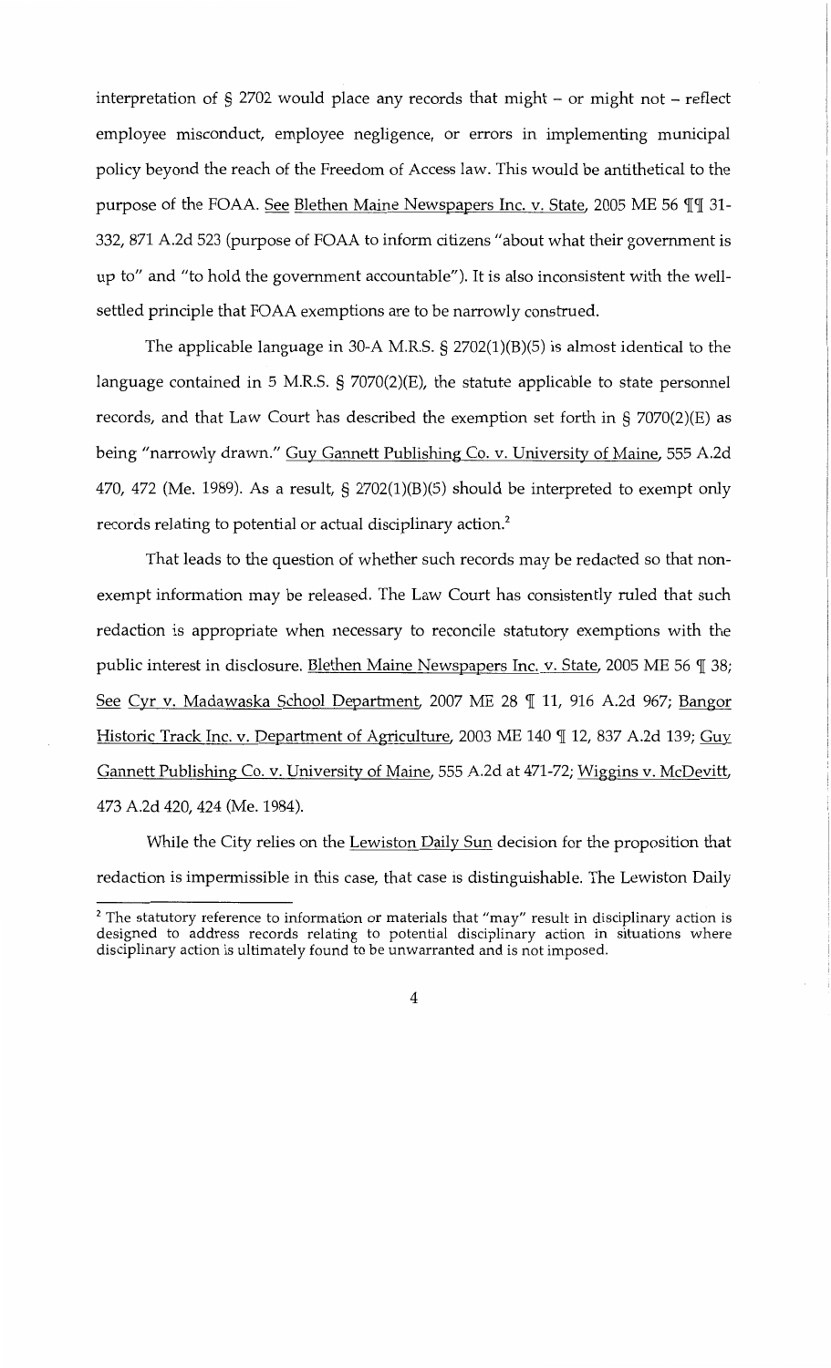interpretation of § 2702 would place any records that might – or might not – reflect employee misconduct, employee negligence, or errors in implementing municipal policy beyond the reach of the Freedom of Access law. This would be antithetical to the purpose of the FOAA. See Blethen Maine Newspapers Inc. v. State, 2005 ME 56 ¶¶ 31-332, 871 A.2d 523 (purpose of FOAA to inform citizens "about what their government is up to" and "to hold the government accountable"). It is also inconsistent with the well-settled principle that FOAA exemptions are to be narrowly construed.

The applicable language in 30-A M.R.S. § 2702(1)(B)(5) is almost identical to the language contained in 5 M.R.S. § 7070(2)(E), the statute applicable to state personnel records, and that Law Court has described the exemption set forth in § 7070(2)(E) as being "narrowly drawn." Guy Gannett Publishing Co. v. University of Maine, 555 A.2d 470, 472 (Me. 1989). As a result, § 2702(1)(B)(5) should be interpreted to exempt only records relating to potential or actual disciplinary action.[2]

That leads to the question of whether such records may be redacted so that non-exempt information may be released. The Law Court has consistently ruled that such redaction is appropriate when necessary to reconcile statutory exemptions with the public interest in disclosure. Blethen Maine Newspapers Inc. v. State, 2005 ME 56 ¶ 38; See Cyr v. Madawaska School Department, 2007 ME 28 ¶ 11, 916 A.2d 967; Bangor Historic Track Inc. v. Department of Agriculture, 2003 ME 140 ¶ 12, 837 A.2d 139; Guy Gannett Publishing Co. v. University of Maine, 555 A.2d at 471-72; Wiggins v. McDevitt, 473 A.2d 420, 424 (Me. 1984).

While the City relies on the Lewiston Daily Sun decision for the proposition that redaction is impermissible in this case, that case is distinguishable. The Lewiston Daily

---

[2] The statutory reference to information or materials that "may" result in disciplinary action is designed to address records relating to potential disciplinary action in situations where disciplinary action is ultimately found to be unwarranted and is not imposed.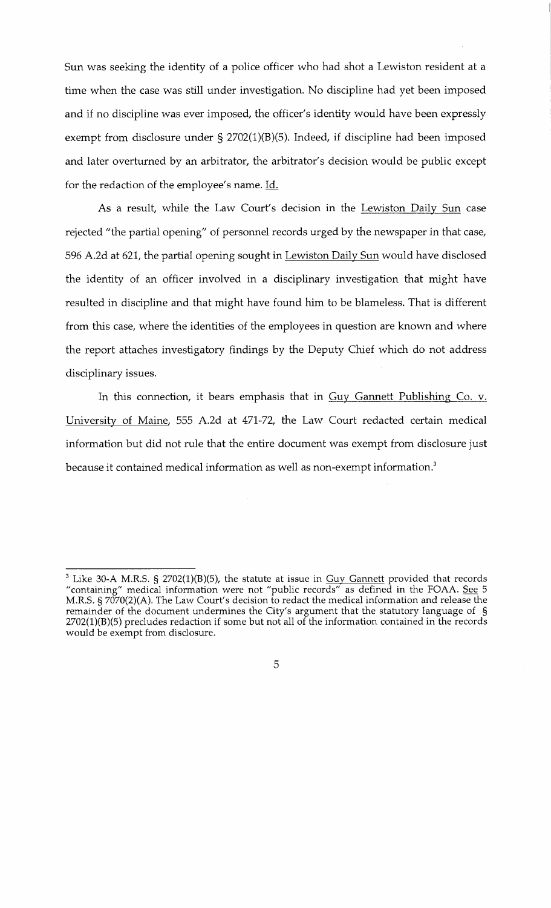Sun was seeking the identity of a police officer who had shot a Lewiston resident at a time when the case was still under investigation. No discipline had yet been imposed and if no discipline was ever imposed, the officer's identity would have been expressly exempt from disclosure under § 2702(1)(B)(5). Indeed, if discipline had been imposed and later overturned by an arbitrator, the arbitrator's decision would be public except for the redaction of the employee's name. Id.

As a result, while the Law Court's decision in the Lewiston Daily Sun case rejected "the partial opening" of personnel records urged by the newspaper in that case, 596 A.2d at 621, the partial opening sought in Lewiston Daily Sun would have disclosed the identity of an officer involved in a disciplinary investigation that might have resulted in discipline and that might have found him to be blameless. That is different from this case, where the identities of the employees in question are known and where the report attaches investigatory findings by the Deputy Chief which do not address disciplinary issues.

In this connection, it bears emphasis that in Guy Gannett Publishing Co. v. University of Maine, 555 A.2d at 471-72, the Law Court redacted certain medical information but did not rule that the entire document was exempt from disclosure just because it contained medical information as well as non-exempt information.[3]

---

[3] Like 30-A M.R.S. § 2702(1)(B)(5), the statute at issue in Guy Gannett provided that records "containing" medical information were not "public records" as defined in the FOAA. See 5 M.R.S. § 7070(2)(A). The Law Court's decision to redact the medical information and release the remainder of the document undermines the City's argument that the statutory language of § 2702(1)(B)(5) precludes redaction if some but not all of the information contained in the records would be exempt from disclosure.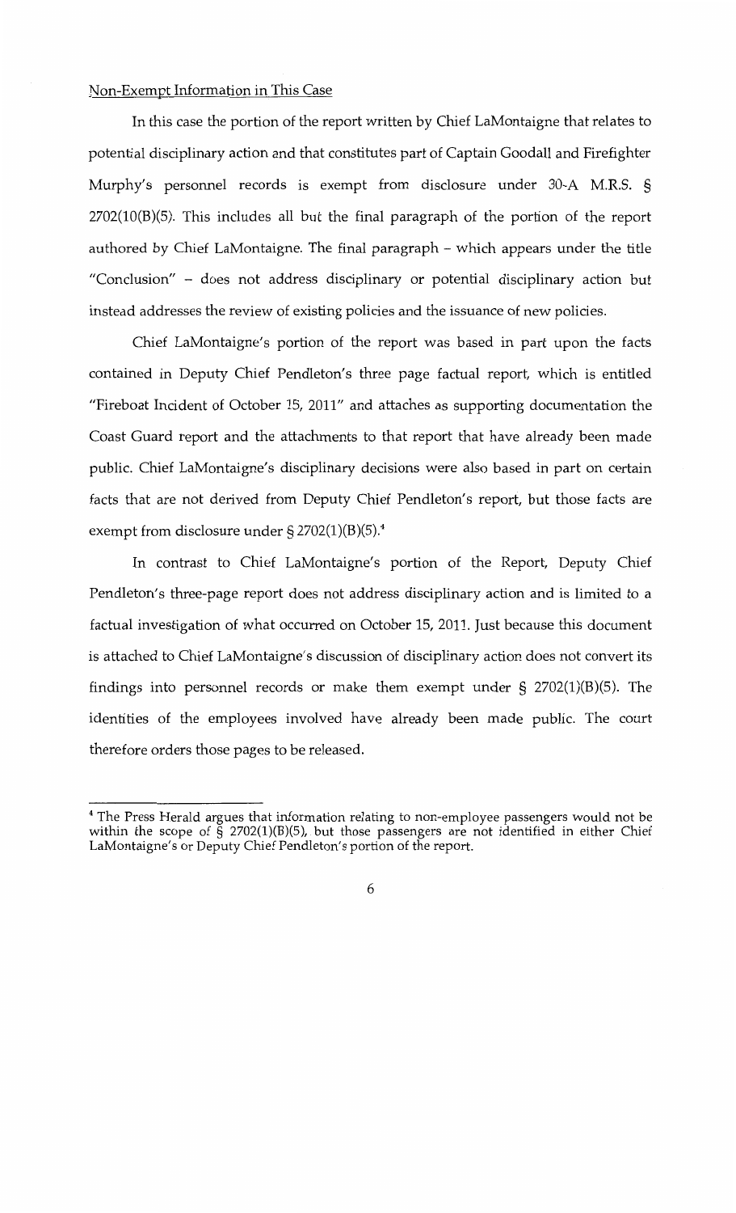Non-Exempt Information in This Case

In this case the portion of the report written by Chief LaMontaigne that relates to potential disciplinary action and that constitutes part of Captain Goodall and Firefighter Murphy's personnel records is exempt from disclosure under 30-A M.R.S. § 2702(10(B)(5). This includes all but the final paragraph of the portion of the report authored by Chief LaMontaigne. The final paragraph – which appears under the title "Conclusion" – does not address disciplinary or potential disciplinary action but instead addresses the review of existing policies and the issuance of new policies.

Chief LaMontaigne's portion of the report was based in part upon the facts contained in Deputy Chief Pendleton's three page factual report, which is entitled "Fireboat Incident of October 15, 2011" and attaches as supporting documentation the Coast Guard report and the attachments to that report that have already been made public. Chief LaMontaigne's disciplinary decisions were also based in part on certain facts that are not derived from Deputy Chief Pendleton's report, but those facts are exempt from disclosure under § 2702(1)(B)(5).[4]

In contrast to Chief LaMontaigne's portion of the Report, Deputy Chief Pendleton's three-page report does not address disciplinary action and is limited to a factual investigation of what occurred on October 15, 2011. Just because this document is attached to Chief LaMontaigne's discussion of disciplinary action does not convert its findings into personnel records or make them exempt under § 2702(1)(B)(5). The identities of the employees involved have already been made public. The court therefore orders those pages to be released.

---

[4] The Press Herald argues that information relating to non-employee passengers would not be within the scope of § 2702(1)(B)(5), but those passengers are not identified in either Chief LaMontaigne's or Deputy Chief Pendleton's portion of the report.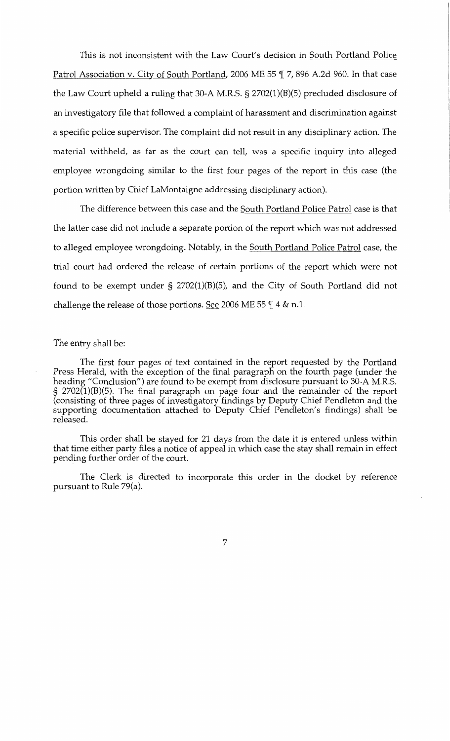This is not inconsistent with the Law Court's decision in South Portland Police Patrol Association v. City of South Portland, 2006 ME 55 ¶ 7, 896 A.2d 960. In that case the Law Court upheld a ruling that 30-A M.R.S. § 2702(1)(B)(5) precluded disclosure of an investigatory file that followed a complaint of harassment and discrimination against a specific police supervisor. The complaint did not result in any disciplinary action. The material withheld, as far as the court can tell, was a specific inquiry into alleged employee wrongdoing similar to the first four pages of the report in this case (the portion written by Chief LaMontaigne addressing disciplinary action).

The difference between this case and the South Portland Police Patrol case is that the latter case did not include a separate portion of the report which was not addressed to alleged employee wrongdoing. Notably, in the South Portland Police Patrol case, the trial court had ordered the release of certain portions of the report which were not found to be exempt under § 2702(1)(B)(5), and the City of South Portland did not challenge the release of those portions. See 2006 ME 55 ¶ 4 & n.1.

The entry shall be:

The first four pages of text contained in the report requested by the Portland Press Herald, with the exception of the final paragraph on the fourth page (under the heading "Conclusion") are found to be exempt from disclosure pursuant to 30-A M.R.S. § 2702(1)(B)(5). The final paragraph on page four and the remainder of the report (consisting of three pages of investigatory findings by Deputy Chief Pendleton and the supporting documentation attached to Deputy Chief Pendleton's findings) shall be released.

This order shall be stayed for 21 days from the date it is entered unless within that time either party files a notice of appeal in which case the stay shall remain in effect pending further order of the court.

The Clerk is directed to incorporate this order in the docket by reference pursuant to Rule 79(a).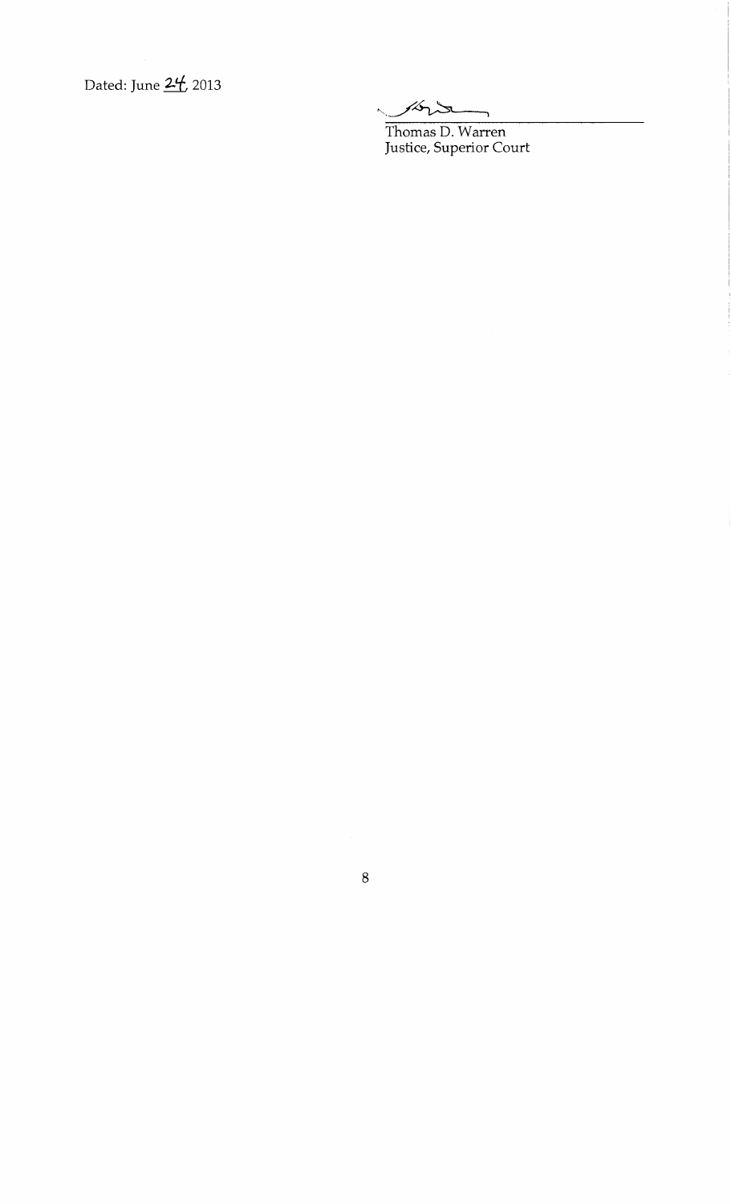Dated: June 24, 2013

Thomas D. Warren
Justice, Superior Court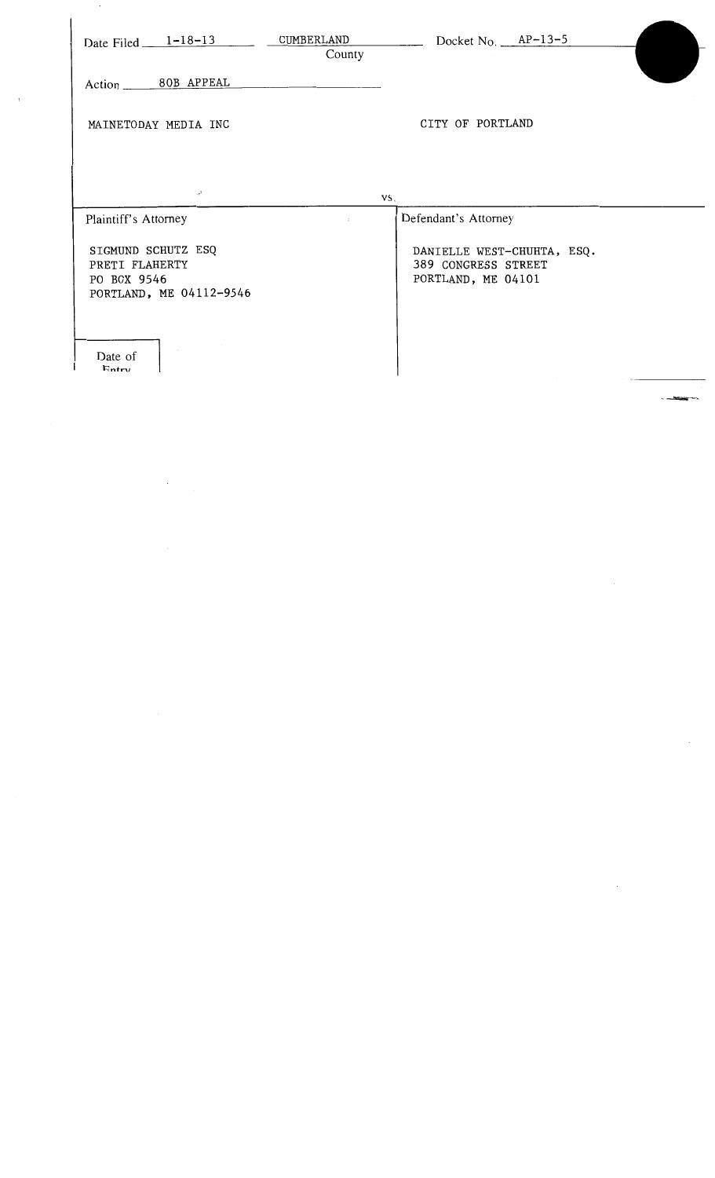Date Filed 1-18-13 CUMBERLAND County Docket No. AP-13-5

Action 80B APPEAL

MAINETODAY MEDIA INC

vs.

CITY OF PORTLAND

| Plaintiff's Attorney | Defendant's Attorney |
| --- | --- |
| SIGMUND SCHUTZ ESQ<br>PRETI FLAHERTY<br>PO BOX 9546<br>PORTLAND, ME 04112-9546 | DANIELLE WEST-CHUHTA, ESQ.<br>389 CONGRESS STREET<br>PORTLAND, ME 04101 |

Date of Entry